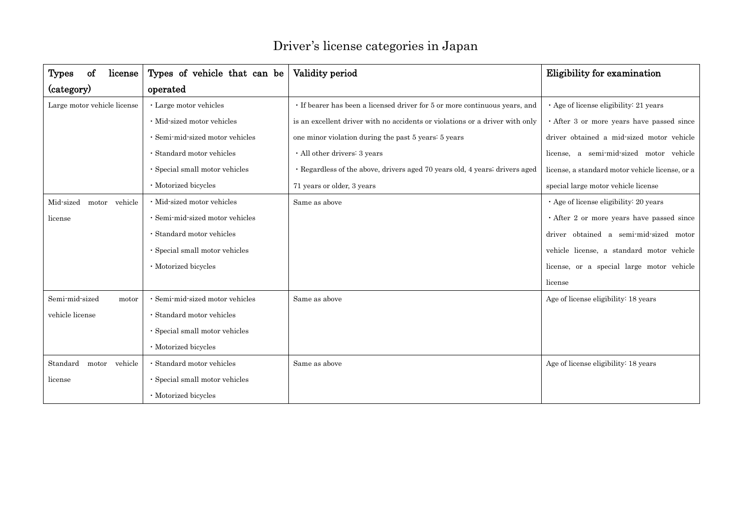# Driver's license categories in Japan

| Types of license (category) | Types of vehicle that can be operated | Validity period | Eligibility for examination |
|---|---|---|---|
| Large motor vehicle license | ・Large motor vehicles<br>・Mid-sized motor vehicles<br>・Semi-mid-sized motor vehicles<br>・Standard motor vehicles<br>・Special small motor vehicles<br>・Motorized bicycles | ・If bearer has been a licensed driver for 5 or more continuous years, and is an excellent driver with no accidents or violations or a driver with only one minor violation during the past 5 years: 5 years<br>・All other drivers: 3 years<br>・Regardless of the above, drivers aged 70 years old, 4 years; drivers aged 71 years or older, 3 years | ・Age of license eligibility: 21 years<br>・After 3 or more years have passed since driver obtained a mid-sized motor vehicle license, a semi-mid-sized motor vehicle license, a standard motor vehicle license, or a special large motor vehicle license |
| Mid-sized motor vehicle license | ・Mid-sized motor vehicles<br>・Semi-mid-sized motor vehicles<br>・Standard motor vehicles<br>・Special small motor vehicles<br>・Motorized bicycles | Same as above | ・Age of license eligibility: 20 years<br>・After 2 or more years have passed since driver obtained a semi-mid-sized motor vehicle license, a standard motor vehicle license, or a special large motor vehicle license |
| Semi-mid-sized motor vehicle license | ・Semi-mid-sized motor vehicles<br>・Standard motor vehicles<br>・Special small motor vehicles<br>・Motorized bicycles | Same as above | Age of license eligibility: 18 years |
| Standard motor vehicle license | ・Standard motor vehicles<br>・Special small motor vehicles<br>・Motorized bicycles | Same as above | Age of license eligibility: 18 years |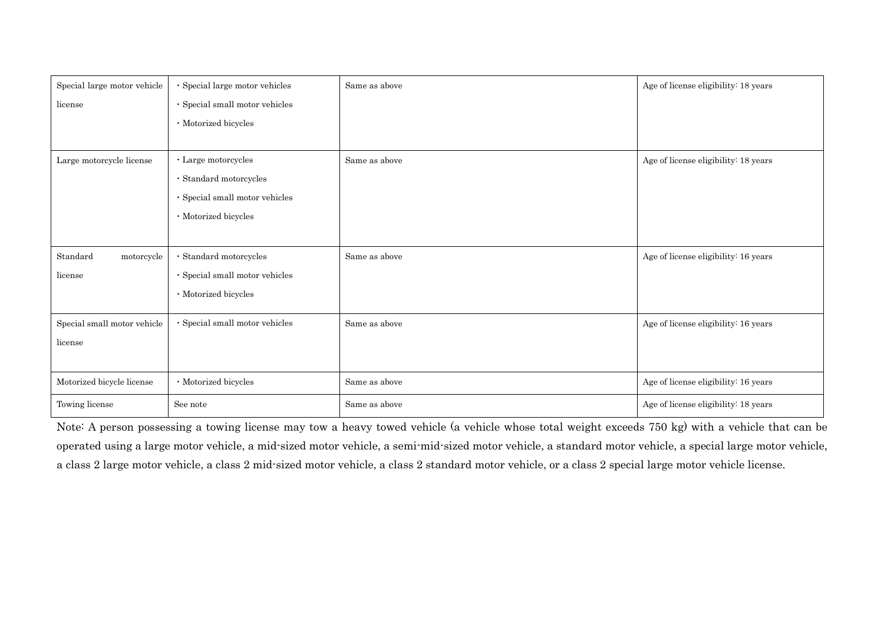| | | | |
|---|---|---|---|
| Special large motor vehicle license | ・Special large motor vehicles<br>・Special small motor vehicles<br>・Motorized bicycles | Same as above | Age of license eligibility: 18 years |
| Large motorcycle license | ・Large motorcycles<br>・Standard motorcycles<br>・Special small motor vehicles<br>・Motorized bicycles | Same as above | Age of license eligibility: 18 years |
| Standard motorcycle license | ・Standard motorcycles<br>・Special small motor vehicles<br>・Motorized bicycles | Same as above | Age of license eligibility: 16 years |
| Special small motor vehicle license | ・Special small motor vehicles | Same as above | Age of license eligibility: 16 years |
| Motorized bicycle license | ・Motorized bicycles | Same as above | Age of license eligibility: 16 years |
| Towing license | See note | Same as above | Age of license eligibility: 18 years |

Note: A person possessing a towing license may tow a heavy towed vehicle (a vehicle whose total weight exceeds 750 kg) with a vehicle that can be operated using a large motor vehicle, a mid-sized motor vehicle, a semi-mid-sized motor vehicle, a standard motor vehicle, a special large motor vehicle, a class 2 large motor vehicle, a class 2 mid-sized motor vehicle, a class 2 standard motor vehicle, or a class 2 special large motor vehicle license.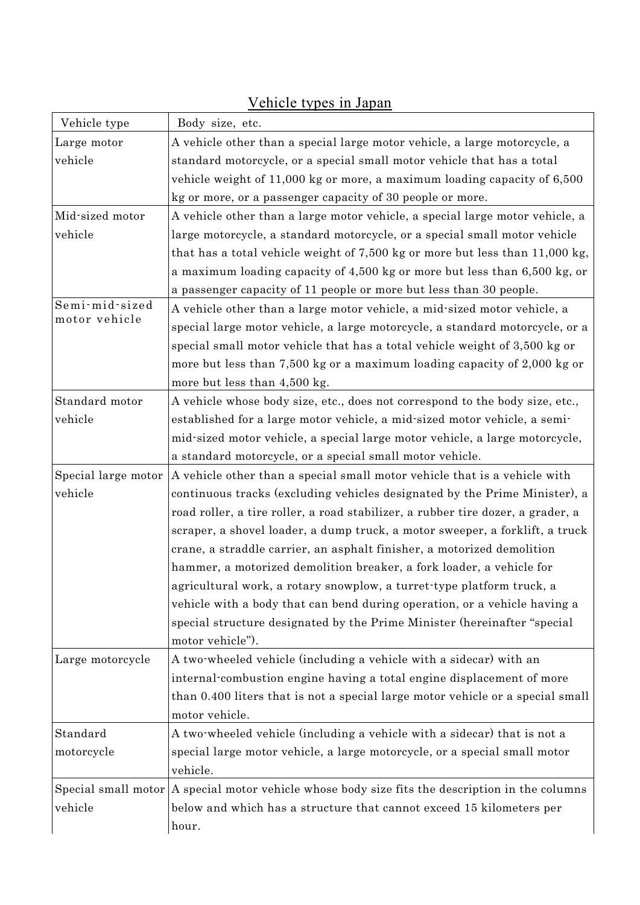<u>Vehicle types in Japan</u>

| Vehicle type | Body size, etc. |
|---|---|
| Large motor vehicle | A vehicle other than a special large motor vehicle, a large motorcycle, a standard motorcycle, or a special small motor vehicle that has a total vehicle weight of 11,000 kg or more, a maximum loading capacity of 6,500 kg or more, or a passenger capacity of 30 people or more. |
| Mid-sized motor vehicle | A vehicle other than a large motor vehicle, a special large motor vehicle, a large motorcycle, a standard motorcycle, or a special small motor vehicle that has a total vehicle weight of 7,500 kg or more but less than 11,000 kg, a maximum loading capacity of 4,500 kg or more but less than 6,500 kg, or a passenger capacity of 11 people or more but less than 30 people. |
| Semi-mid-sized motor vehicle | A vehicle other than a large motor vehicle, a mid-sized motor vehicle, a special large motor vehicle, a large motorcycle, a standard motorcycle, or a special small motor vehicle that has a total vehicle weight of 3,500 kg or more but less than 7,500 kg or a maximum loading capacity of 2,000 kg or more but less than 4,500 kg. |
| Standard motor vehicle | A vehicle whose body size, etc., does not correspond to the body size, etc., established for a large motor vehicle, a mid-sized motor vehicle, a semi-mid-sized motor vehicle, a special large motor vehicle, a large motorcycle, a standard motorcycle, or a special small motor vehicle. |
| Special large motor vehicle | A vehicle other than a special small motor vehicle that is a vehicle with continuous tracks (excluding vehicles designated by the Prime Minister), a road roller, a tire roller, a road stabilizer, a rubber tire dozer, a grader, a scraper, a shovel loader, a dump truck, a motor sweeper, a forklift, a truck crane, a straddle carrier, an asphalt finisher, a motorized demolition hammer, a motorized demolition breaker, a fork loader, a vehicle for agricultural work, a rotary snowplow, a turret-type platform truck, a vehicle with a body that can bend during operation, or a vehicle having a special structure designated by the Prime Minister (hereinafter "special motor vehicle"). |
| Large motorcycle | A two-wheeled vehicle (including a vehicle with a sidecar) with an internal-combustion engine having a total engine displacement of more than 0.400 liters that is not a special large motor vehicle or a special small motor vehicle. |
| Standard motorcycle | A two-wheeled vehicle (including a vehicle with a sidecar) that is not a special large motor vehicle, a large motorcycle, or a special small motor vehicle. |
| Special small motor vehicle | A special motor vehicle whose body size fits the description in the columns below and which has a structure that cannot exceed 15 kilometers per hour. |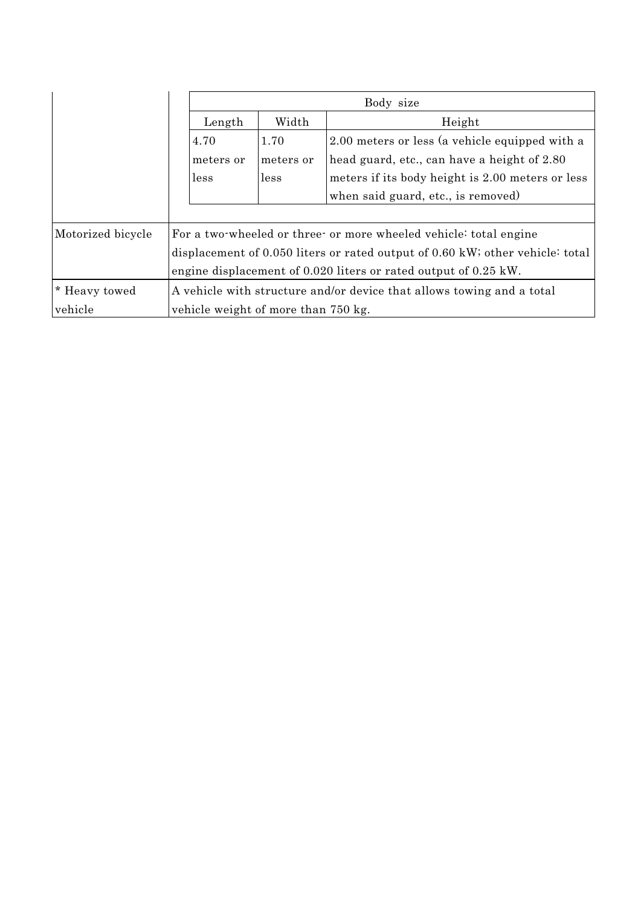| | | | |
|---|---|---|---|
| | Body size | | |
| | Length | Width | Height |
| | 4.70 meters or less | 1.70 meters or less | 2.00 meters or less (a vehicle equipped with a head guard, etc., can have a height of 2.80 meters if its body height is 2.00 meters or less when said guard, etc., is removed) |
| Motorized bicycle | For a two-wheeled or three- or more wheeled vehicle: total engine displacement of 0.050 liters or rated output of 0.60 kW; other vehicle: total engine displacement of 0.020 liters or rated output of 0.25 kW. | | |
| * Heavy towed vehicle | A vehicle with structure and/or device that allows towing and a total vehicle weight of more than 750 kg. | | |